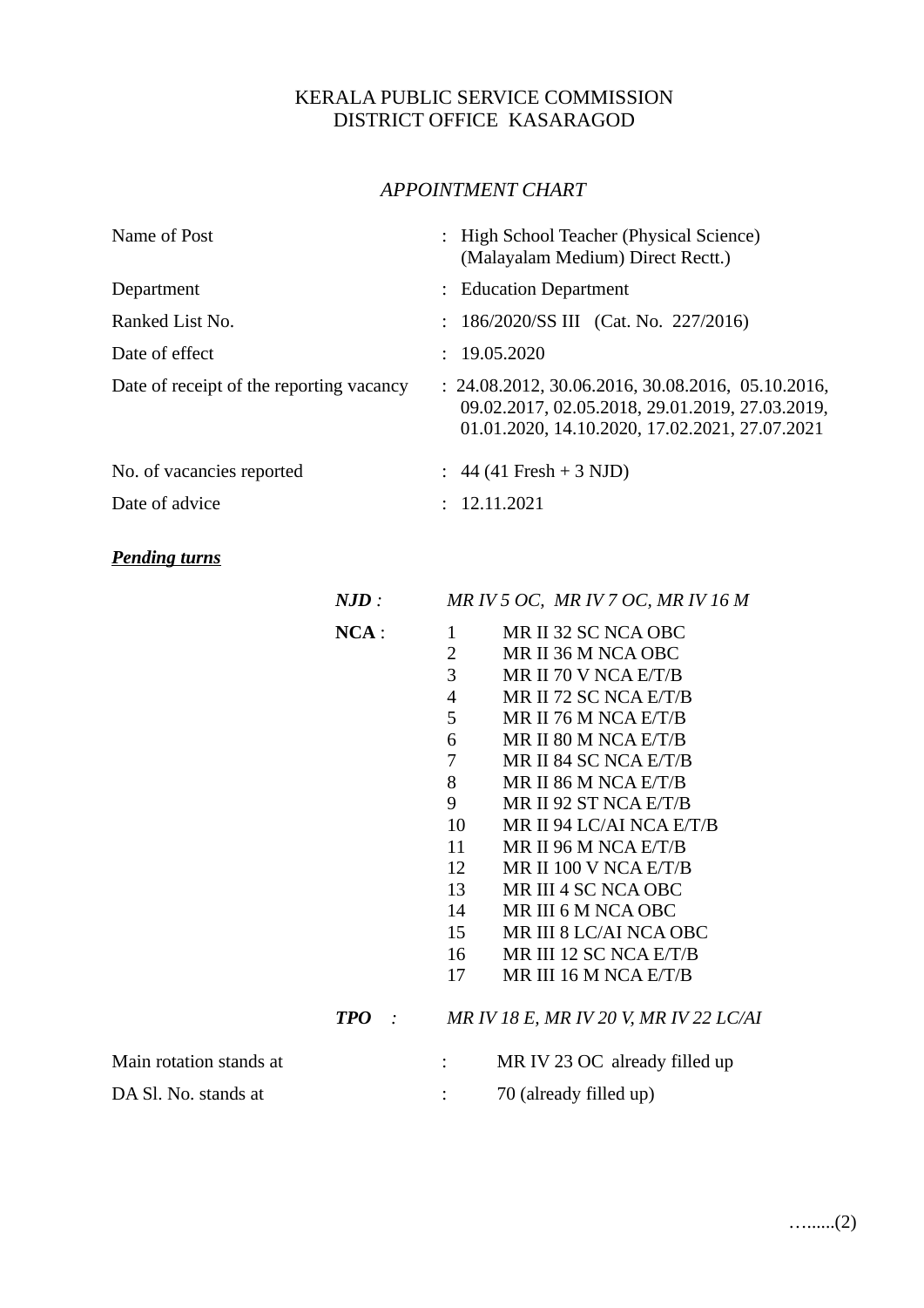KERALA PUBLIC SERVICE COMMISSION
DISTRICT OFFICE KASARAGOD

## *APPOINTMENT CHART*

| | |
|---|---|
| Name of Post | : High School Teacher (Physical Science) (Malayalam Medium) Direct Rectt.) |
| Department | : Education Department |
| Ranked List No. | : 186/2020/SS III (Cat. No. 227/2016) |
| Date of effect | : 19.05.2020 |
| Date of receipt of the reporting vacancy | : 24.08.2012, 30.06.2016, 30.08.2016, 05.10.2016, 09.02.2017, 02.05.2018, 29.01.2019, 27.03.2019, 01.01.2020, 14.10.2020, 17.02.2021, 27.07.2021 |
| No. of vacancies reported | : 44 (41 Fresh + 3 NJD) |
| Date of advice | : 12.11.2021 |

***Pending turns***

***NJD*** *: MR IV 5 OC, MR IV 7 OC, MR IV 16 M*

**NCA** :

1. MR II 32 SC NCA OBC
2. MR II 36 M NCA OBC
3. MR II 70 V NCA E/T/B
4. MR II 72 SC NCA E/T/B
5. MR II 76 M NCA E/T/B
6. MR II 80 M NCA E/T/B
7. MR II 84 SC NCA E/T/B
8. MR II 86 M NCA E/T/B
9. MR II 92 ST NCA E/T/B
10. MR II 94 LC/AI NCA E/T/B
11. MR II 96 M NCA E/T/B
12. MR II 100 V NCA E/T/B
13. MR III 4 SC NCA OBC
14. MR III 6 M NCA OBC
15. MR III 8 LC/AI NCA OBC
16. MR III 12 SC NCA E/T/B
17. MR III 16 M NCA E/T/B

***TPO*** *: MR IV 18 E, MR IV 20 V, MR IV 22 LC/AI*

| | |
|---|---|
| Main rotation stands at | : MR IV 23 OC already filled up |
| DA Sl. No. stands at | : 70 (already filled up) |

…......(2)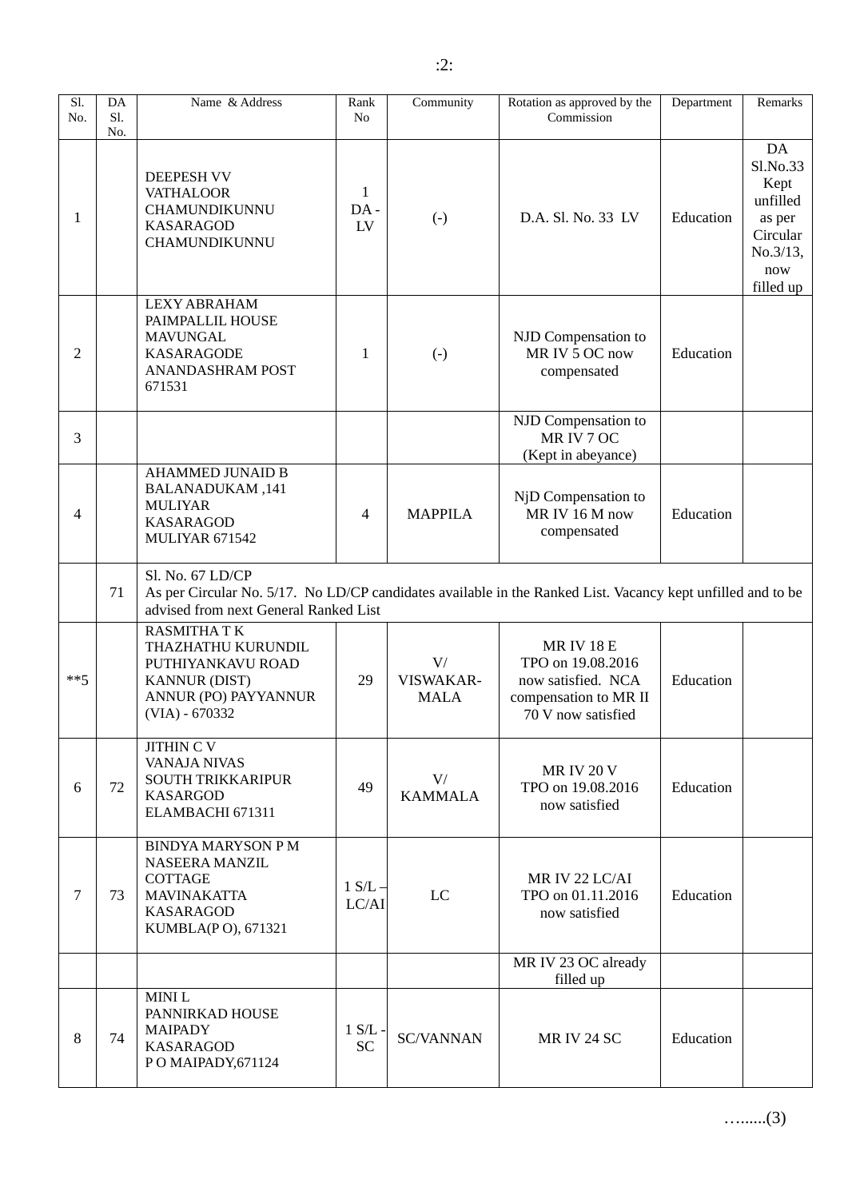| Sl. No. | DA Sl. No. | Name & Address | Rank No | Community | Rotation as approved by the Commission | Department | Remarks |
|---|---|---|---|---|---|---|---|
| 1 | | DEEPESH VV<br>VATHALOOR<br>CHAMUNDIKUNNU<br>KASARAGOD<br>CHAMUNDIKUNNU | 1<br>DA - LV | (-) | D.A. Sl. No. 33 LV | Education | DA Sl.No.33 Kept unfilled as per Circular No.3/13, now filled up |
| 2 | | LEXY ABRAHAM<br>PAIMPALLIL HOUSE<br>MAVUNGAL<br>KASARAGODE<br>ANANDASHRAM POST<br>671531 | 1 | (-) | NJD Compensation to MR IV 5 OC now compensated | Education | |
| 3 | | | | | NJD Compensation to MR IV 7 OC<br>(Kept in abeyance) | | |
| 4 | | AHAMMED JUNAID B<br>BALANADUKAM ,141<br>MULIYAR<br>KASARAGOD<br>MULIYAR 671542 | 4 | MAPPILA | NjD Compensation to MR IV 16 M now compensated | Education | |
| | 71 | Sl. No. 67 LD/CP<br>As per Circular No. 5/17. No LD/CP candidates available in the Ranked List. Vacancy kept unfilled and to be advised from next General Ranked List | | | | | |
| **5 | | RASMITHA T K<br>THAZHATHU KURUNDIL<br>PUTHIYANKAVU ROAD<br>KANNUR (DIST)<br>ANNUR (PO) PAYYANNUR<br>(VIA) - 670332 | 29 | V/ VISWAKAR-MALA | MR IV 18 E<br>TPO on 19.08.2016 now satisfied. NCA compensation to MR II 70 V now satisfied | Education | |
| 6 | 72 | JITHIN C V<br>VANAJA NIVAS<br>SOUTH TRIKKARIPUR<br>KASARGOD<br>ELAMBACHI 671311 | 49 | V/ KAMMALA | MR IV 20 V<br>TPO on 19.08.2016 now satisfied | Education | |
| 7 | 73 | BINDYA MARYSON P M<br>NASEERA MANZIL<br>COTTAGE<br>MAVINAKATTA<br>KASARAGOD<br>KUMBLA(P O), 671321 | 1 S/L – LC/AI | LC | MR IV 22 LC/AI<br>TPO on 01.11.2016 now satisfied | Education | |
| | | | | | MR IV 23 OC already filled up | | |
| 8 | 74 | MINI L<br>PANNIRKAD HOUSE<br>MAIPADY<br>KASARAGOD<br>P O MAIPADY,671124 | 1 S/L - SC | SC/VANNAN | MR IV 24 SC | Education | |

…......(3)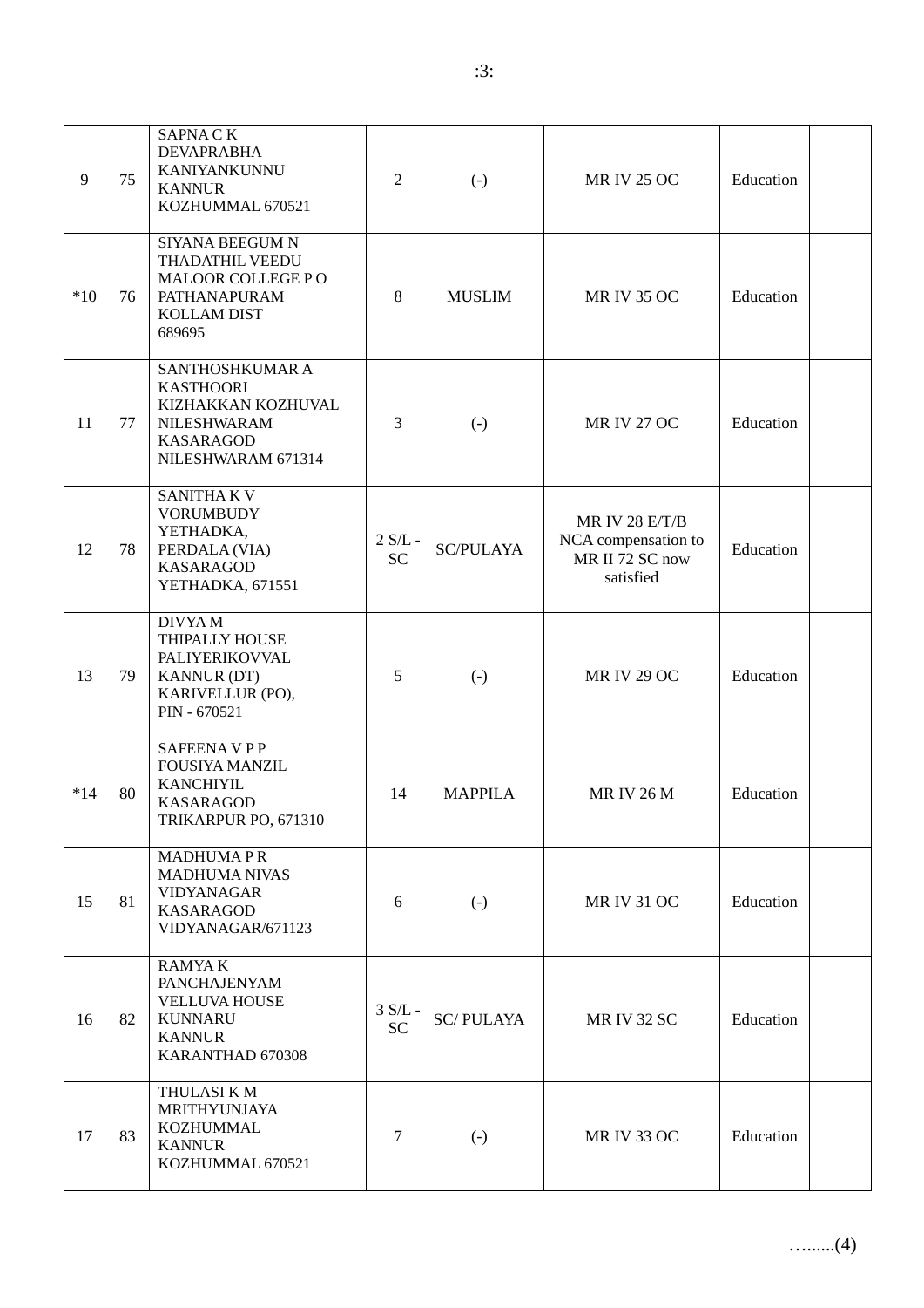| 9 | 75 | SAPNA C K<br>DEVAPRABHA<br>KANIYANKUNNU<br>KANNUR<br>KOZHUMMAL 670521 | 2 | (-) | MR IV 25 OC | Education | |
|---|---|---|---|---|---|---|---|
| *10 | 76 | SIYANA BEEGUM N<br>THADATHIL VEEDU<br>MALOOR COLLEGE P O<br>PATHANAPURAM<br>KOLLAM DIST<br>689695 | 8 | MUSLIM | MR IV 35 OC | Education | |
| 11 | 77 | SANTHOSHKUMAR A<br>KASTHOORI<br>KIZHAKKAN KOZHUVAL<br>NILESHWARAM<br>KASARAGOD<br>NILESHWARAM 671314 | 3 | (-) | MR IV 27 OC | Education | |
| 12 | 78 | SANITHA K V<br>VORUMBUDY<br>YETHADKA,<br>PERDALA (VIA)<br>KASARAGOD<br>YETHADKA, 671551 | 2 S/L - SC | SC/PULAYA | MR IV 28 E/T/B NCA compensation to MR II 72 SC now satisfied | Education | |
| 13 | 79 | DIVYA M<br>THIPALLY HOUSE<br>PALIYERIKOVVAL<br>KANNUR (DT)<br>KARIVELLUR (PO),<br>PIN - 670521 | 5 | (-) | MR IV 29 OC | Education | |
| *14 | 80 | SAFEENA V P P<br>FOUSIYA MANZIL<br>KANCHIYIL<br>KASARAGOD<br>TRIKARPUR PO, 671310 | 14 | MAPPILA | MR IV 26 M | Education | |
| 15 | 81 | MADHUMA P R<br>MADHUMA NIVAS<br>VIDYANAGAR<br>KASARAGOD<br>VIDYANAGAR/671123 | 6 | (-) | MR IV 31 OC | Education | |
| 16 | 82 | RAMYA K<br>PANCHAJENYAM<br>VELLUVA HOUSE<br>KUNNARU<br>KANNUR<br>KARANTHAD 670308 | 3 S/L - SC | SC/ PULAYA | MR IV 32 SC | Education | |
| 17 | 83 | THULASI K M<br>MRITHYUNJAYA<br>KOZHUMMAL<br>KANNUR<br>KOZHUMMAL 670521 | 7 | (-) | MR IV 33 OC | Education | |

….......(4)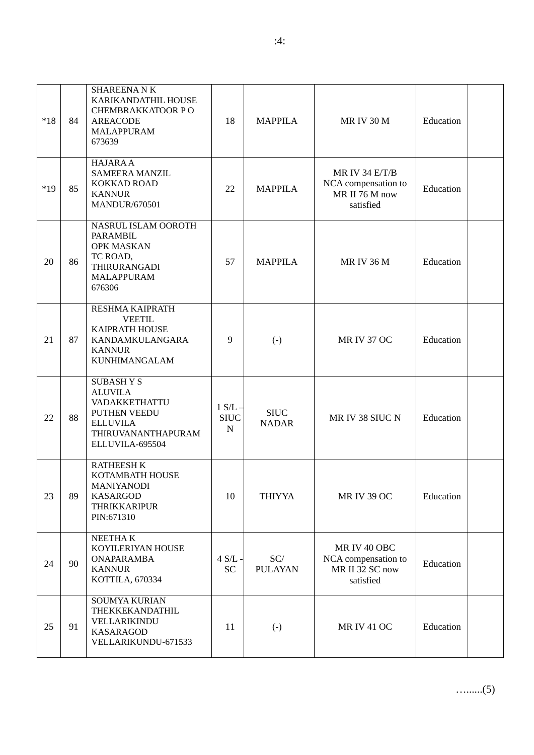| *18 | 84 | SHAREENA N K<br>KARIKANDATHIL HOUSE<br>CHEMBRAKKATOOR P O<br>AREACODE<br>MALAPPURAM<br>673639 | 18 | MAPPILA | MR IV 30 M | Education | |
|---|---|---|---|---|---|---|---|
| *19 | 85 | HAJARA A<br>SAMEERA MANZIL<br>KOKKAD ROAD<br>KANNUR<br>MANDUR/670501 | 22 | MAPPILA | MR IV 34 E/T/B<br>NCA compensation to MR II 76 M now satisfied | Education | |
| 20 | 86 | NASRUL ISLAM OOROTH PARAMBIL<br>OPK MASKAN<br>TC ROAD,<br>THIRURANGADI<br>MALAPPURAM<br>676306 | 57 | MAPPILA | MR IV 36 M | Education | |
| 21 | 87 | RESHMA KAIPRATH VEETIL<br>KAIPRATH HOUSE<br>KANDAMKULANGARA<br>KANNUR<br>KUNHIMANGALAM | 9 | (-) | MR IV 37 OC | Education | |
| 22 | 88 | SUBASH Y S<br>ALUVILA<br>VADAKKETHATTU<br>PUTHEN VEEDU<br>ELLUVILA<br>THIRUVANANTHAPURAM<br>ELLUVILA-695504 | 1 S/L – SIUC N | SIUC NADAR | MR IV 38 SIUC N | Education | |
| 23 | 89 | RATHEESH K<br>KOTAMBATH HOUSE<br>MANIYANODI<br>KASARGOD<br>THRIKKARIPUR<br>PIN:671310 | 10 | THIYYA | MR IV 39 OC | Education | |
| 24 | 90 | NEETHA K<br>KOYILERIYAN HOUSE<br>ONAPARAMBA<br>KANNUR<br>KOTTILA, 670334 | 4 S/L - SC | SC/ PULAYAN | MR IV 40 OBC<br>NCA compensation to MR II 32 SC now satisfied | Education | |
| 25 | 91 | SOUMYA KURIAN<br>THEKKEKANDATHIL<br>VELLARIKINDU<br>KASARAGOD<br>VELLARIKUNDU-671533 | 11 | (-) | MR IV 41 OC | Education | |

……....(5)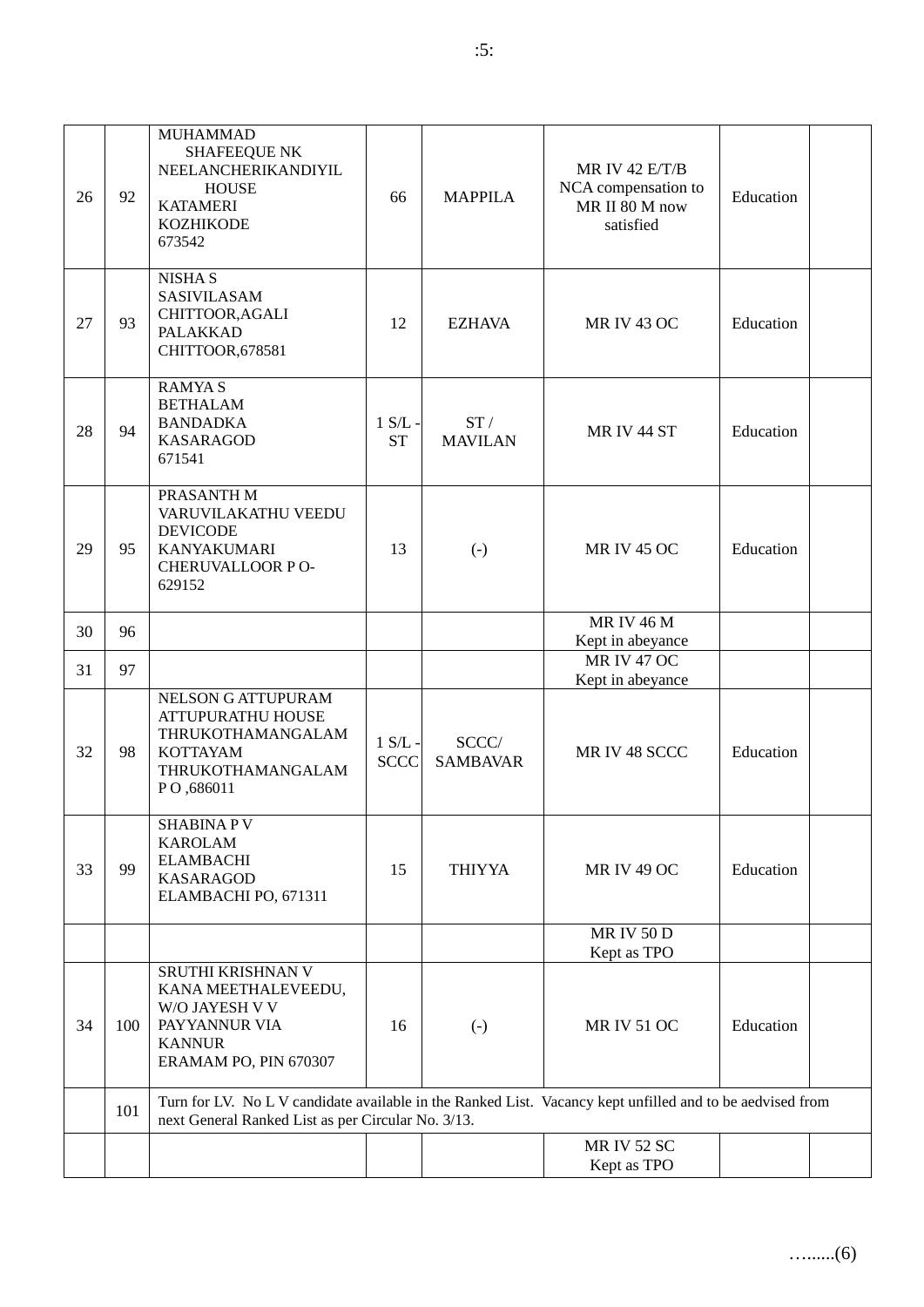| 26 | 92 | MUHAMMAD SHAFEEQUE NK NEELANCHERIKANDIYIL HOUSE KATAMERI KOZHIKODE 673542 | 66 | MAPPILA | MR IV 42 E/T/B NCA compensation to MR II 80 M now satisfied | Education | |
|---|---|---|---|---|---|---|---|
| 27 | 93 | NISHA S SASIVILASAM CHITTOOR,AGALI PALAKKAD CHITTOOR,678581 | 12 | EZHAVA | MR IV 43 OC | Education | |
| 28 | 94 | RAMYA S BETHALAM BANDADKA KASARAGOD 671541 | 1 S/L - ST | ST / MAVILAN | MR IV 44 ST | Education | |
| 29 | 95 | PRASANTH M VARUVILAKATHU VEEDU DEVICODE KANYAKUMARI CHERUVALLOOR P O-629152 | 13 | (-) | MR IV 45 OC | Education | |
| 30 | 96 | | | | MR IV 46 M Kept in abeyance | | |
| 31 | 97 | | | | MR IV 47 OC Kept in abeyance | | |
| 32 | 98 | NELSON G ATTUPURAM ATTUPURATHU HOUSE THRUKOTHAMANGALAM KOTTAYAM THRUKOTHAMANGALAM P O ,686011 | 1 S/L - SCCC | SCCC/ SAMBAVAR | MR IV 48 SCCC | Education | |
| 33 | 99 | SHABINA P V KAROLAM ELAMBACHI KASARAGOD ELAMBACHI PO, 671311 | 15 | THIYYA | MR IV 49 OC | Education | |
| | | | | | MR IV 50 D Kept as TPO | | |
| 34 | 100 | SRUTHI KRISHNAN V KANA MEETHALEVEEDU, W/O JAYESH V V PAYYANNUR VIA KANNUR ERAMAM PO, PIN 670307 | 16 | (-) | MR IV 51 OC | Education | |
| | 101 | Turn for LV. No L V candidate available in the Ranked List. Vacancy kept unfilled and to be aedvised from next General Ranked List as per Circular No. 3/13. | | | | | |
| | | | | | MR IV 52 SC Kept as TPO | | |

…......(6)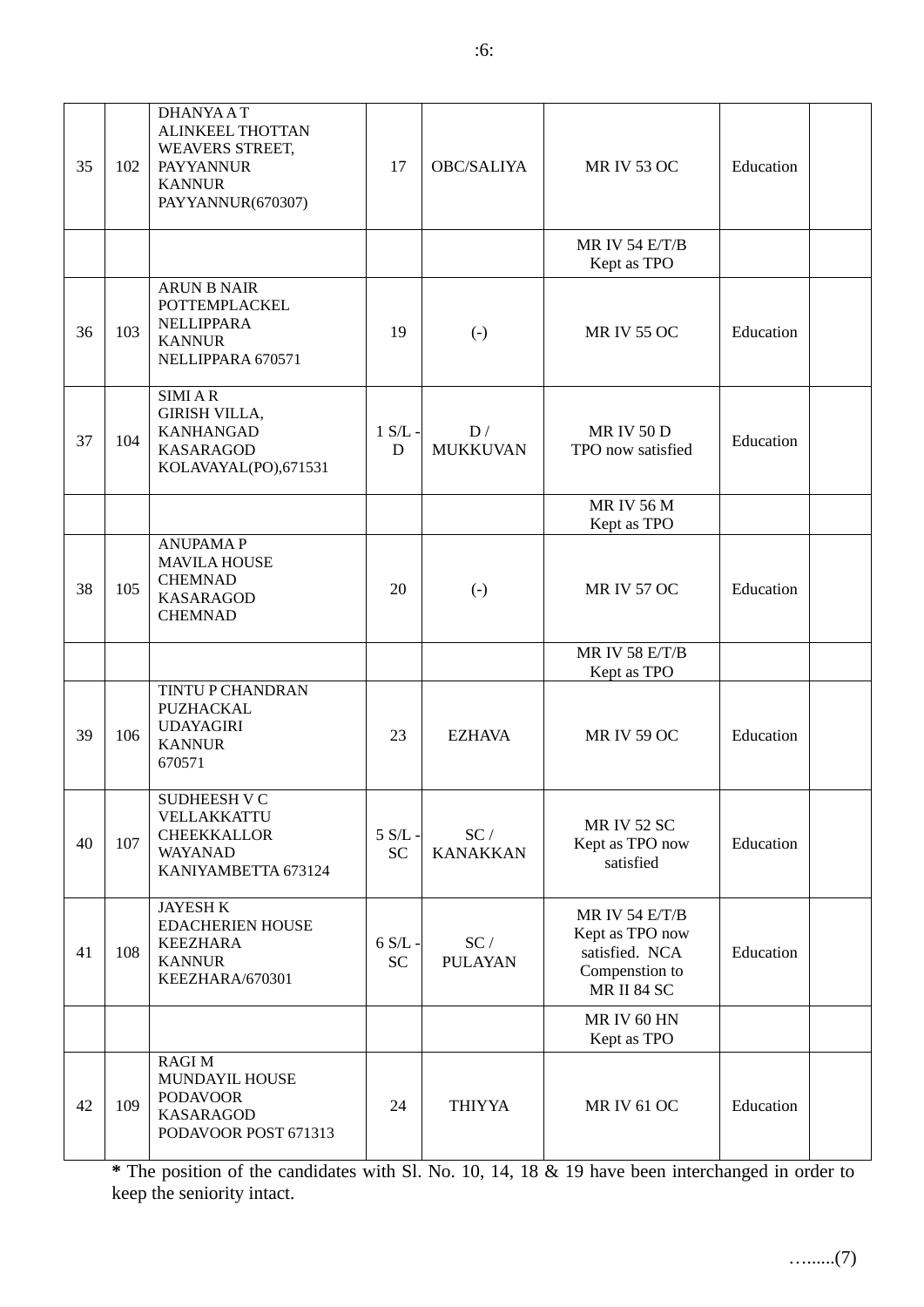| 35 | 102 | DHANYA A T<br>ALINKEEL THOTTAN<br>WEAVERS STREET,<br>PAYYANNUR<br>KANNUR<br>PAYYANNUR(670307) | 17 | OBC/SALIYA | MR IV 53 OC | Education | |
|---|---|---|---|---|---|---|---|
| | | | | | MR IV 54 E/T/B<br>Kept as TPO | | |
| 36 | 103 | ARUN B NAIR<br>POTTEMPLACKEL<br>NELLIPPARA<br>KANNUR<br>NELLIPPARA 670571 | 19 | (-) | MR IV 55 OC | Education | |
| 37 | 104 | SIMI A R<br>GIRISH VILLA,<br>KANHANGAD<br>KASARAGOD<br>KOLAVAYAL(PO),671531 | 1 S/L - D | D / MUKKUVAN | MR IV 50 D<br>TPO now satisfied | Education | |
| | | | | | MR IV 56 M<br>Kept as TPO | | |
| 38 | 105 | ANUPAMA P<br>MAVILA HOUSE<br>CHEMNAD<br>KASARAGOD<br>CHEMNAD | 20 | (-) | MR IV 57 OC | Education | |
| | | | | | MR IV 58 E/T/B<br>Kept as TPO | | |
| 39 | 106 | TINTU P CHANDRAN<br>PUZHACKAL<br>UDAYAGIRI<br>KANNUR<br>670571 | 23 | EZHAVA | MR IV 59 OC | Education | |
| 40 | 107 | SUDHEESH V C<br>VELLAKKATTU<br>CHEEKKALLOR<br>WAYANAD<br>KANIYAMBETTA 673124 | 5 S/L - SC | SC / KANAKKAN | MR IV 52 SC<br>Kept as TPO now satisfied | Education | |
| 41 | 108 | JAYESH K<br>EDACHERIEN HOUSE<br>KEEZHARA<br>KANNUR<br>KEEZHARA/670301 | 6 S/L - SC | SC / PULAYAN | MR IV 54 E/T/B<br>Kept as TPO now satisfied. NCA Compenstion to MR II 84 SC | Education | |
| | | | | | MR IV 60 HN<br>Kept as TPO | | |
| 42 | 109 | RAGI M<br>MUNDAYIL HOUSE<br>PODAVOOR<br>KASARAGOD<br>PODAVOOR POST 671313 | 24 | THIYYA | MR IV 61 OC | Education | |

**\*** The position of the candidates with Sl. No. 10, 14, 18 & 19 have been interchanged in order to keep the seniority intact.

…......(7)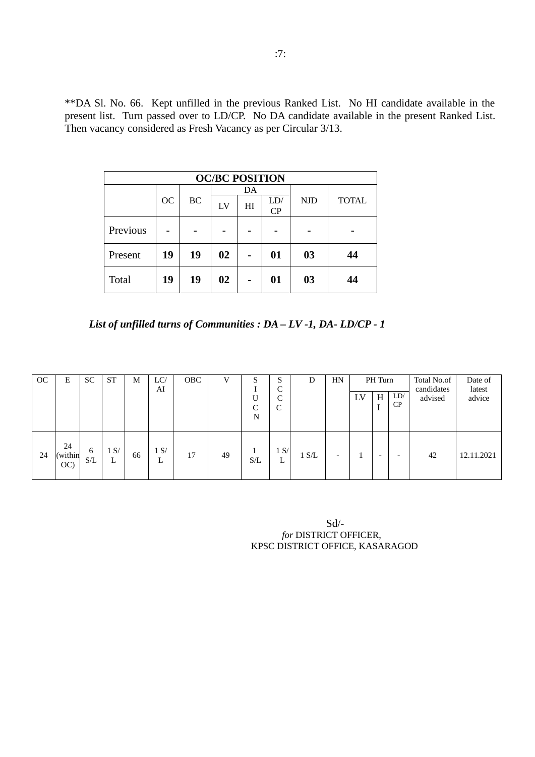**DA Sl. No. 66. Kept unfilled in the previous Ranked List. No HI candidate available in the present list. Turn passed over to LD/CP. No DA candidate available in the present Ranked List. Then vacancy considered as Fresh Vacancy as per Circular 3/13.

| OC/BC POSITION | | | | | | | |
|---|---|---|---|---|---|---|---|
| | OC | BC | DA | | | NJD | TOTAL |
| | | | LV | HI | LD/CP | | |
| Previous | - | - | - | - | - | - | - |
| Present | **19** | **19** | **02** | - | **01** | **03** | **44** |
| Total | **19** | **19** | **02** | - | **01** | **03** | **44** |

***List of unfilled turns of Communities : DA – LV -1, DA- LD/CP - 1***

| OC | E | SC | ST | M | LC/AI | OBC | V | SIUCN | SCC | D | HN | PH Turn | | | Total No.of candidates advised | Date of latest advice |
|---|---|---|---|---|---|---|---|---|---|---|---|---|---|---|---|---|
| | | | | | | | | | | | | LV | HI | LD/CP | | |
| 24 | 24 (within OC) | 6 S/L | 1 S/L | 66 | 1 S/L | 17 | 49 | 1 S/L | 1 S/L | 1 S/L | - | 1 | - | - | 42 | 12.11.2021 |

Sd/-
*for* DISTRICT OFFICER,
KPSC DISTRICT OFFICE, KASARAGOD